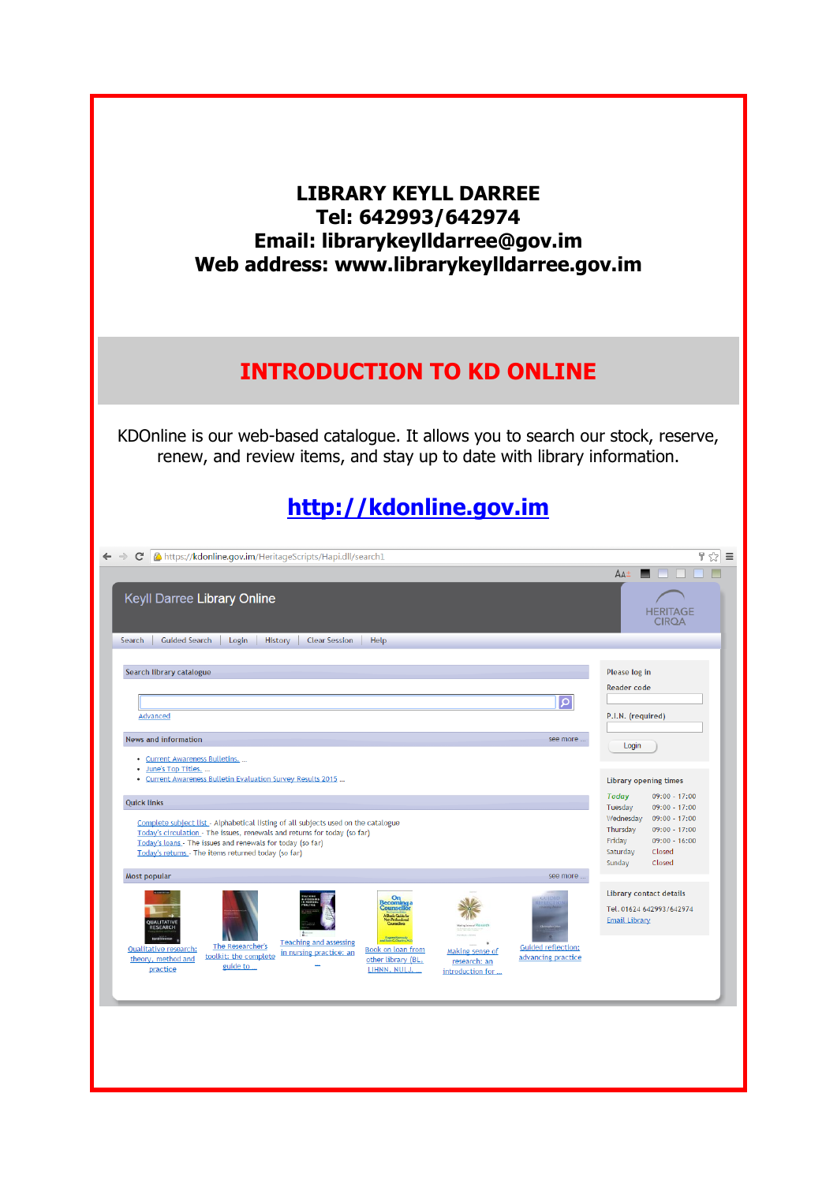**LIBRARY KEYLL DARREE**
**Tel: 642993/642974**
**Email: librarykeylldarree@gov.im**
**Web address: www.librarykeylldarree.gov.im**

# INTRODUCTION TO KD ONLINE

KDOnline is our web-based catalogue. It allows you to search our stock, reserve, renew, and review items, and stay up to date with library information.

**[http://kdonline.gov.im](http://kdonline.gov.im)**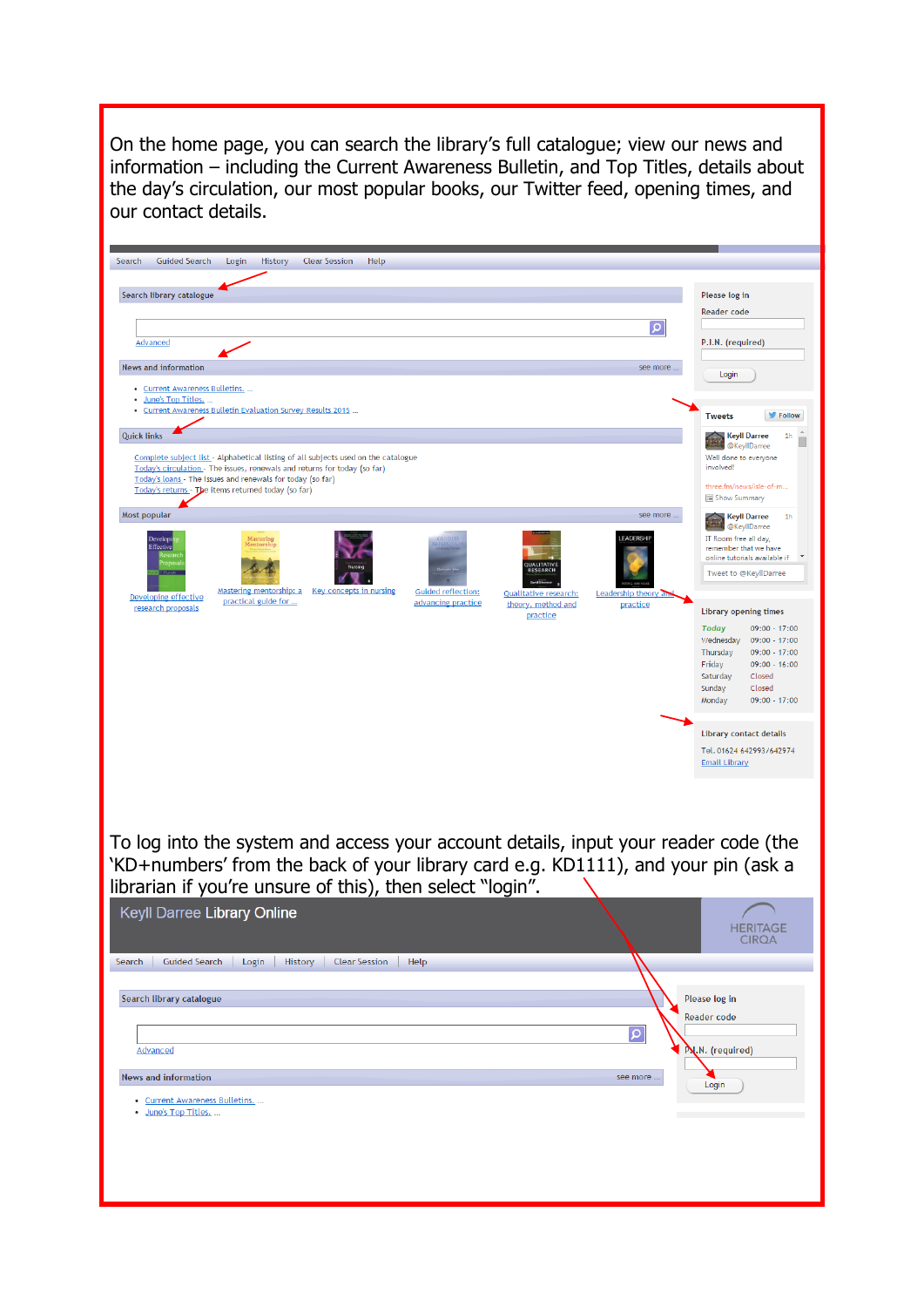On the home page, you can search the library's full catalogue; view our news and information – including the Current Awareness Bulletin, and Top Titles, details about the day's circulation, our most popular books, our Twitter feed, opening times, and our contact details.

Search | Guided Search | Login | History | Clear Session | Help

**Search library catalogue**

Advanced

**News and information** see more ...

- Current Awareness Bulletins. ...
- June's Top Titles. ...
- Current Awareness Bulletin Evaluation Survey Results 2015 ...

**Quick links**

Complete subject list - Alphabetical listing of all subjects used on the catalogue
Today's circulation - The issues, renewals and returns for today (so far)
Today's loans - The issues and renewals for today (so far)
Today's returns - The items returned today (so far)

**Most popular** see more ...

Developing effective research proposals | Mastering mentorship: a practical guide for ... | Key concepts in nursing | Guided reflection: advancing practice | Qualitative research: theory, method and practice | Leadership theory and practice

**Please log in**

Reader code

P.I.N. (required)

Login

**Tweets** Follow

Keyll Darree @KeyllDarree 1h
Well done to everyone involved!
three.fm/news/isle-of-m...
Show Summary

Keyll Darree @KeyllDarree 1h
IT Room free all day, remember that we have online tutorials available if

Tweet to @KeyllDarree

**Library opening times**

| | |
|---|---|
| Today | 09:00 - 17:00 |
| Wednesday | 09:00 - 17:00 |
| Thursday | 09:00 - 17:00 |
| Friday | 09:00 - 16:00 |
| Saturday | Closed |
| Sunday | Closed |
| Monday | 09:00 - 17:00 |

**Library contact details**

Tel. 01624 642993/642974
Email Library

To log into the system and access your account details, input your reader code (the 'KD+numbers' from the back of your library card e.g. KD1111), and your pin (ask a librarian if you're unsure of this), then select "login".

Keyll Darree Library Online

HERITAGE CIRQA

Search | Guided Search | Login | History | Clear Session | Help

**Search library catalogue**

Advanced

**News and information** see more ...

- Current Awareness Bulletins. ...
- June's Top Titles. ...

**Please log in**

Reader code

P.I.N. (required)

Login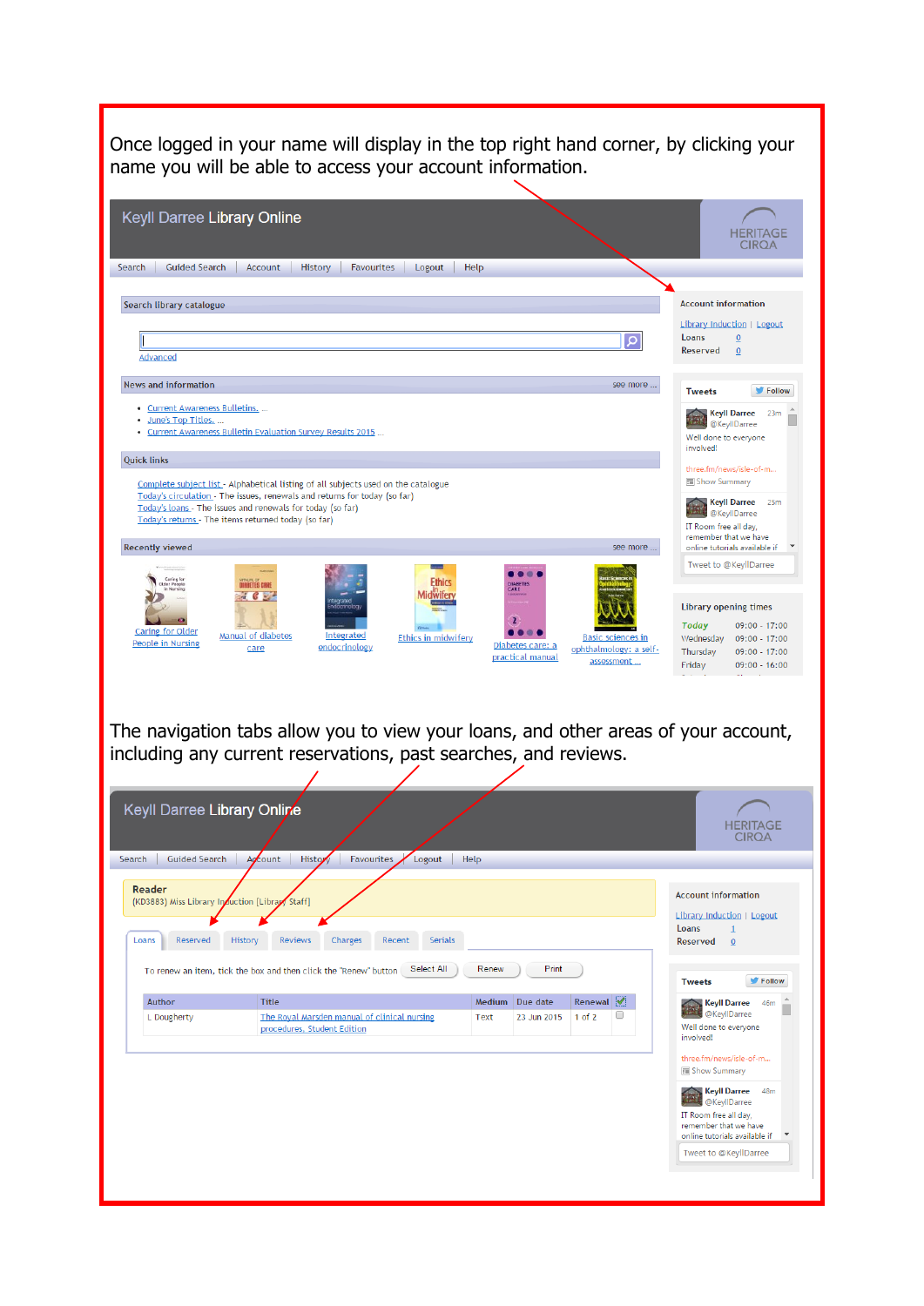Once logged in your name will display in the top right hand corner, by clicking your name you will be able to access your account information.

Keyll Darree Library Online

Search | Guided Search | Account | History | Favourites | Logout | Help

Search library catalogue

Advanced

News and information — see more ...

- Current Awareness Bulletins. ...
- June's Top Titles. ...
- Current Awareness Bulletin Evaluation Survey Results 2015 ...

Quick links

Complete subject list - Alphabetical listing of all subjects used on the catalogue
Today's circulation - The issues, renewals and returns for today (so far)
Today's loans - The issues and renewals for today (so far)
Today's returns - The items returned today (so far)

Recently viewed — see more ...

Caring for Older People in Nursing | Manual of diabetes care | Integrated endocrinology | Ethics in midwifery | Diabetes care: a practical manual | Basic sciences in ophthalmology: a self-assessment ...

Account information

Library Induction | Logout
Loans 0
Reserved 0

Tweets — Follow

Keyll Darree @KeyllDarree 23m
Well done to everyone involved!
three.fm/news/isle-of-m...
Show Summary

Keyll Darree @KeyllDarree 25m
IT Room free all day, remember that we have online tutorials available if

Tweet to @KeyllDarree

Library opening times

| | |
|---|---|
| Today | 09:00 - 17:00 |
| Wednesday | 09:00 - 17:00 |
| Thursday | 09:00 - 17:00 |
| Friday | 09:00 - 16:00 |

The navigation tabs allow you to view your loans, and other areas of your account, including any current reservations, past searches, and reviews.

Keyll Darree Library Online

Search | Guided Search | Account | History | Favourites | Logout | Help

Reader
(KD3883) Miss Library Induction [Library Staff]

Loans | Reserved | History | Reviews | Charges | Recent | Serials

To renew an item, tick the box and then click the "Renew" button — Select All | Renew | Print

| Author | Title | Medium | Due date | Renewal | |
|---|---|---|---|---|---|
| L Dougherty | The Royal Marsden manual of clinical nursing procedures. Student Edition | Text | 23 Jun 2015 | 1 of 2 | ☐ |

Account information

Library Induction | Logout
Loans 1
Reserved 0

Tweets — Follow

Keyll Darree @KeyllDarree 46m
Well done to everyone involved!
three.fm/news/isle-of-m...
Show Summary

Keyll Darree @KeyllDarree 48m
IT Room free all day, remember that we have online tutorials available if

Tweet to @KeyllDarree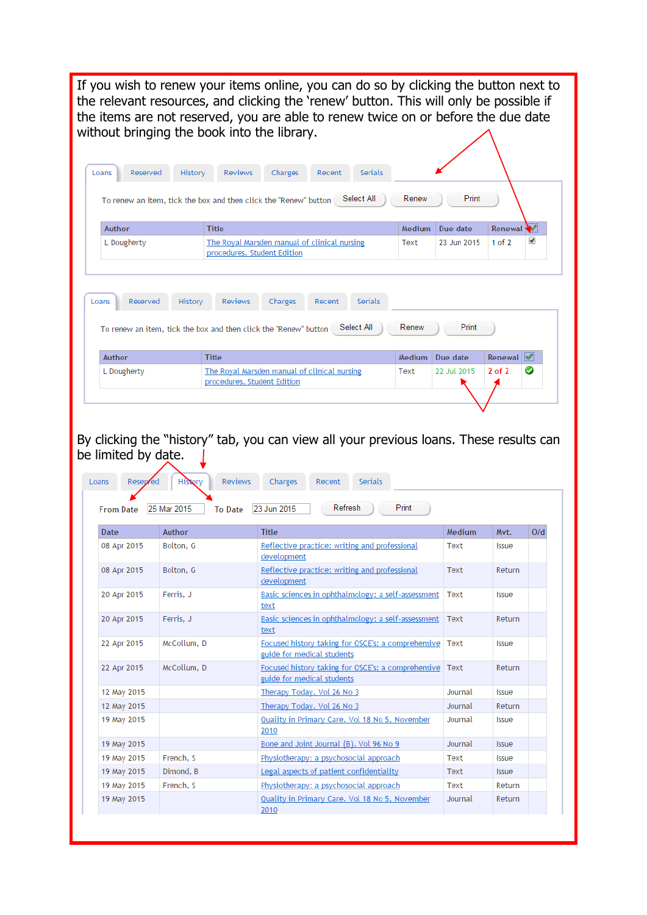If you wish to renew your items online, you can do so by clicking the button next to the relevant resources, and clicking the 'renew' button. This will only be possible if the items are not reserved, you are able to renew twice on or before the due date without bringing the book into the library.

Loans | Reserved | History | Reviews | Charges | Recent | Serials

To renew an item, tick the box and then click the "Renew" button  Select All  Renew  Print

| Author | Title | Medium | Due date | Renewal | |
|---|---|---|---|---|---|
| L Dougherty | The Royal Marsden manual of clinical nursing procedures, Student Edition | Text | 23 Jun 2015 | 1 of 2 | ☑ |

Loans | Reserved | History | Reviews | Charges | Recent | Serials

To renew an item, tick the box and then click the "Renew" button  Select All  Renew  Print

| Author | Title | Medium | Due date | Renewal | |
|---|---|---|---|---|---|
| L Dougherty | The Royal Marsden manual of clinical nursing procedures, Student Edition | Text | 22 Jul 2015 | 2 of 2 | ✔ |

By clicking the "history" tab, you can view all your previous loans. These results can be limited by date.

Loans | Reserved | History | Reviews | Charges | Recent | Serials

From Date 25 Mar 2015  To Date 23 Jun 2015  Refresh  Print

| Date | Author | Title | Medium | Mvt. | O/d |
|---|---|---|---|---|---|
| 08 Apr 2015 | Bolton, G | Reflective practice: writing and professional development | Text | Issue | |
| 08 Apr 2015 | Bolton, G | Reflective practice: writing and professional development | Text | Return | |
| 20 Apr 2015 | Ferris, J | Basic sciences in ophthalmology: a self-assessment text | Text | Issue | |
| 20 Apr 2015 | Ferris, J | Basic sciences in ophthalmology: a self-assessment text | Text | Return | |
| 22 Apr 2015 | McCollum, D | Focused history taking for OSCE's: a comprehensive guide for medical students | Text | Issue | |
| 22 Apr 2015 | McCollum, D | Focused history taking for OSCE's: a comprehensive guide for medical students | Text | Return | |
| 12 May 2015 | | Therapy Today. Vol 26 No 3 | Journal | Issue | |
| 12 May 2015 | | Therapy Today. Vol 26 No 3 | Journal | Return | |
| 19 May 2015 | | Quality in Primary Care. Vol 18 No 5, November 2010 | Journal | Issue | |
| 19 May 2015 | | Bone and Joint Journal (B). Vol 96 No 9 | Journal | Issue | |
| 19 May 2015 | French, S | Physiotherapy: a psychosocial approach | Text | Issue | |
| 19 May 2015 | Dimond, B | Legal aspects of patient confidentiality | Text | Issue | |
| 19 May 2015 | French, S | Physiotherapy: a psychosocial approach | Text | Return | |
| 19 May 2015 | | Quality in Primary Care. Vol 18 No 5, November 2010 | Journal | Return | |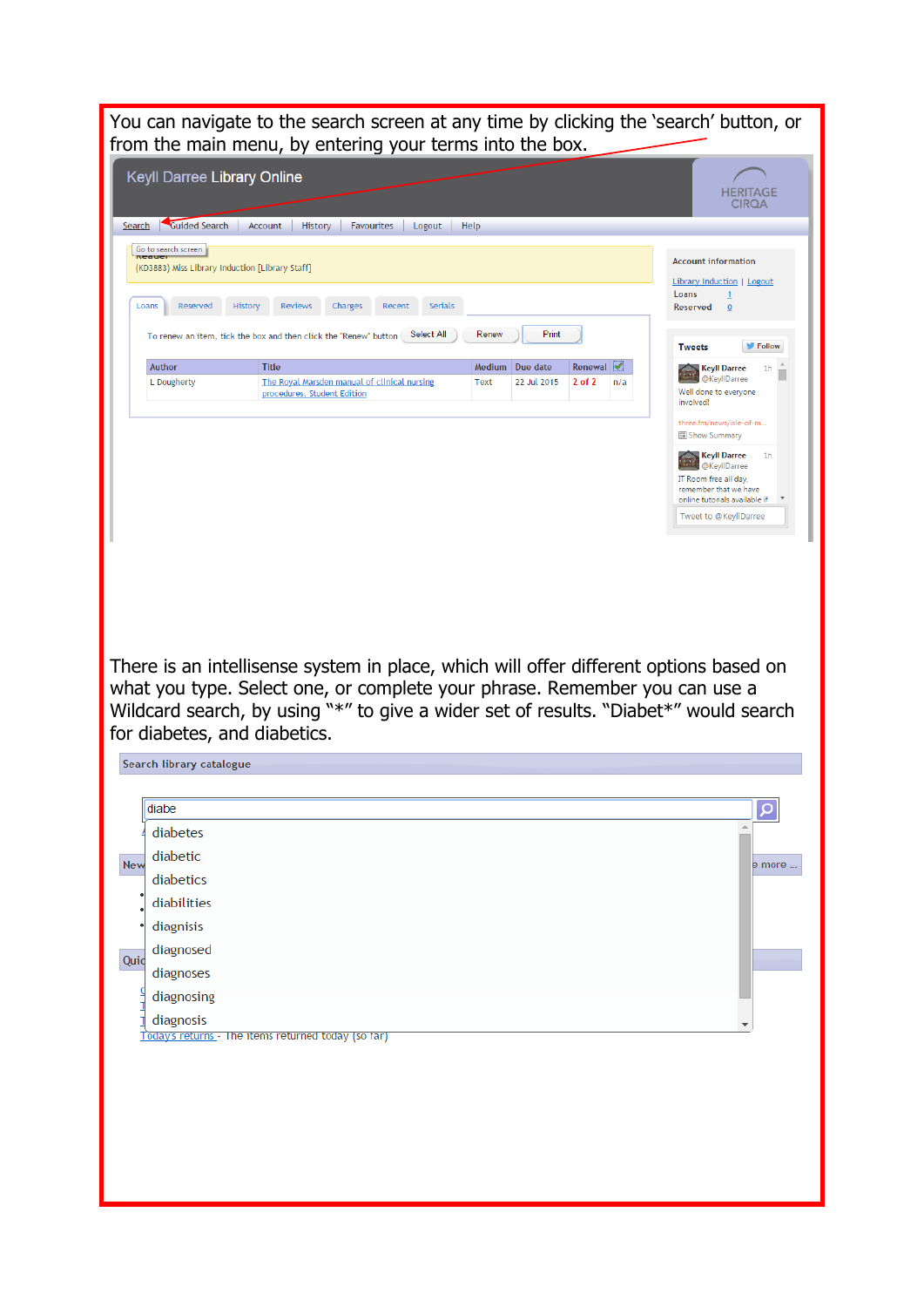You can navigate to the search screen at any time by clicking the 'search' button, or from the main menu, by entering your terms into the box.

There is an intellisense system in place, which will offer different options based on what you type. Select one, or complete your phrase. Remember you can use a Wildcard search, by using "*" to give a wider set of results. "Diabet*" would search for diabetes, and diabetics.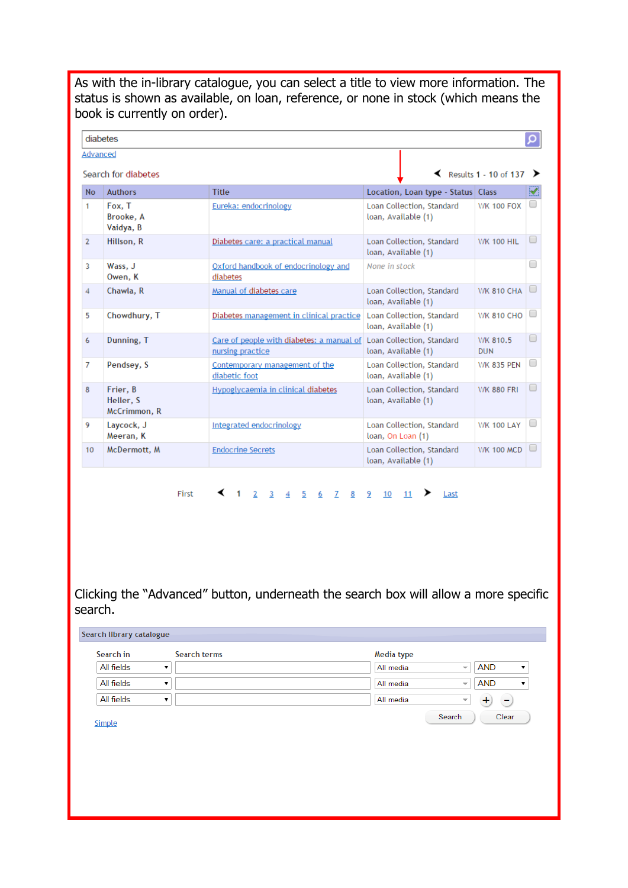As with the in-library catalogue, you can select a title to view more information. The status is shown as available, on loan, reference, or none in stock (which means the book is currently on order).

diabetes

Advanced

Search for diabetes

Results 1 - 10 of 137

| No | Authors | Title | Location, Loan type - Status | Class | |
|---|---|---|---|---|---|
| 1 | Fox, T<br>Brooke, A<br>Vaidya, B | Eureka: endocrinology | Loan Collection, Standard loan, Available (1) | WK 100 FOX | |
| 2 | Hillson, R | Diabetes care: a practical manual | Loan Collection, Standard loan, Available (1) | WK 100 HIL | |
| 3 | Wass, J<br>Owen, K | Oxford handbook of endocrinology and diabetes | None in stock | | |
| 4 | Chawla, R | Manual of diabetes care | Loan Collection, Standard loan, Available (1) | WK 810 CHA | |
| 5 | Chowdhury, T | Diabetes management in clinical practice | Loan Collection, Standard loan, Available (1) | WK 810 CHO | |
| 6 | Dunning, T | Care of people with diabetes: a manual of nursing practice | Loan Collection, Standard loan, Available (1) | WK 810.5 DUN | |
| 7 | Pendsey, S | Contemporary management of the diabetic foot | Loan Collection, Standard loan, Available (1) | WK 835 PEN | |
| 8 | Frier, B<br>Heller, S<br>McCrimmon, R | Hypoglycaemia in clinical diabetes | Loan Collection, Standard loan, Available (1) | WK 880 FRI | |
| 9 | Laycock, J<br>Meeran, K | Integrated endocrinology | Loan Collection, Standard loan, On Loan (1) | WK 100 LAY | |
| 10 | McDermott, M | Endocrine Secrets | Loan Collection, Standard loan, Available (1) | WK 100 MCD | |

First 1 2 3 4 5 6 7 8 9 10 11 Last

Clicking the "Advanced" button, underneath the search box will allow a more specific search.

Search library catalogue

| Search in | Search terms | Media type | |
|---|---|---|---|
| All fields | | All media | AND |
| All fields | | All media | AND |
| All fields | | All media | + − |

Simple

Search Clear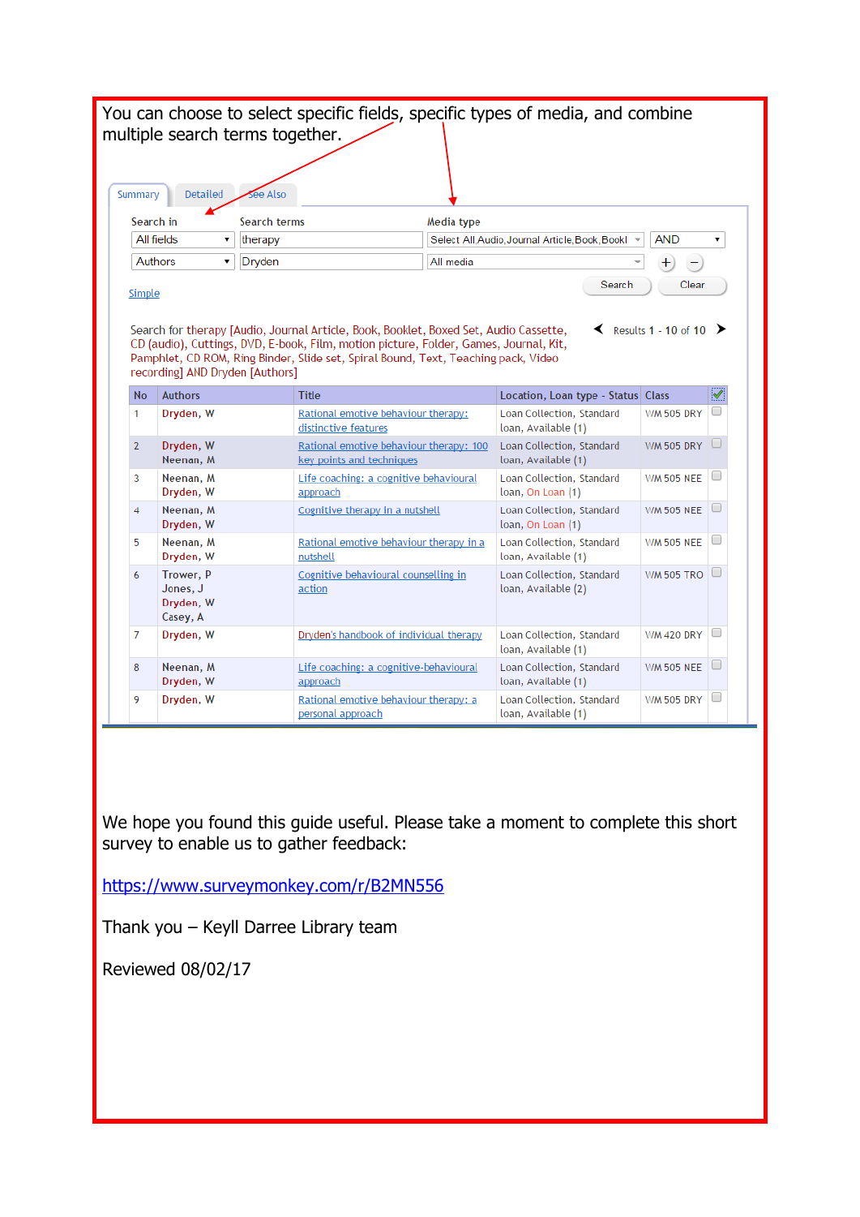You can choose to select specific fields, specific types of media, and combine multiple search terms together.

Summary | Detailed | See Also

| Search in | Search terms | Media type | |
|---|---|---|---|
| All fields | therapy | Select All,Audio,Journal Article,Book,Bookl | AND |
| Authors | Dryden | All media | + − |

Simple

Search | Clear

Search for therapy [Audio, Journal Article, Book, Booklet, Boxed Set, Audio Cassette, CD (audio), Cuttings, DVD, E-book, Film, motion picture, Folder, Games, Journal, Kit, Pamphlet, CD ROM, Ring Binder, Slide set, Spiral Bound, Text, Teaching pack, Video recording] AND Dryden [Authors]

Results 1 - 10 of 10

| No | Authors | Title | Location, Loan type - Status | Class |
|---|---|---|---|---|
| 1 | Dryden, W | Rational emotive behaviour therapy: distinctive features | Loan Collection, Standard loan, Available (1) | WM 505 DRY |
| 2 | Dryden, W<br>Neenan, M | Rational emotive behaviour therapy: 100 key points and techniques | Loan Collection, Standard loan, Available (1) | WM 505 DRY |
| 3 | Neenan, M<br>Dryden, W | Life coaching: a cognitive behavioural approach | Loan Collection, Standard loan, On Loan (1) | WM 505 NEE |
| 4 | Neenan, M<br>Dryden, W | Cognitive therapy in a nutshell | Loan Collection, Standard loan, On Loan (1) | WM 505 NEE |
| 5 | Neenan, M<br>Dryden, W | Rational emotive behaviour therapy in a nutshell | Loan Collection, Standard loan, Available (1) | WM 505 NEE |
| 6 | Trower, P<br>Jones, J<br>Dryden, W<br>Casey, A | Cognitive behavioural counselling in action | Loan Collection, Standard loan, Available (2) | WM 505 TRO |
| 7 | Dryden, W | Dryden's handbook of individual therapy | Loan Collection, Standard loan, Available (1) | WM 420 DRY |
| 8 | Neenan, M<br>Dryden, W | Life coaching: a cognitive-behavioural approach | Loan Collection, Standard loan, Available (1) | WM 505 NEE |
| 9 | Dryden, W | Rational emotive behaviour therapy: a personal approach | Loan Collection, Standard loan, Available (1) | WM 505 DRY |

We hope you found this guide useful. Please take a moment to complete this short survey to enable us to gather feedback:

https://www.surveymonkey.com/r/B2MN556

Thank you – Keyll Darree Library team

Reviewed 08/02/17